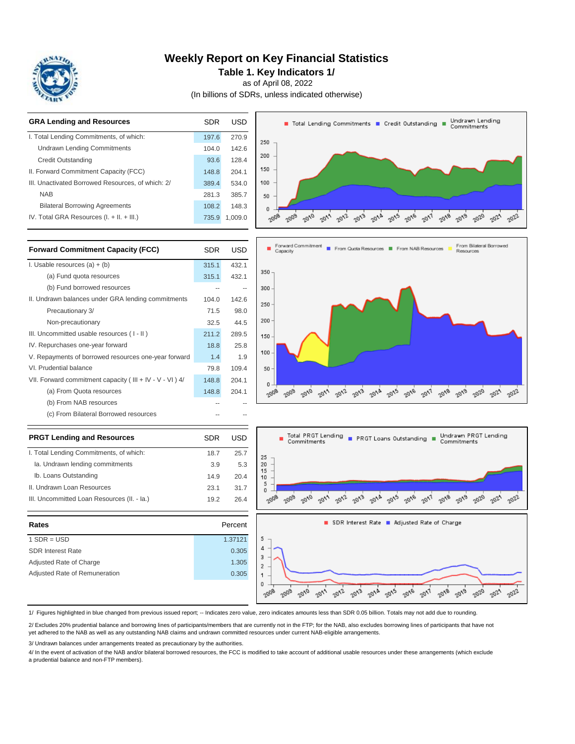# Weekly Report on Key Financial Statistics

## Table 1. Key Indicators 1/

as of April 08, 2022

(In billions of SDRs, unless indicated otherwise)

| GRA Lending and Resources | SDR | USD |
|---|---|---|
| I. Total Lending Commitments, of which: | 197.6 | 270.9 |
| Undrawn Lending Commitments | 104.0 | 142.6 |
| Credit Outstanding | 93.6 | 128.4 |
| II. Forward Commitment Capacity (FCC) | 148.8 | 204.1 |
| III. Unactivated Borrowed Resources, of which: 2/ | 389.4 | 534.0 |
| NAB | 281.3 | 385.7 |
| Bilateral Borrowing Agreements | 108.2 | 148.3 |
| IV. Total GRA Resources (I. + II. + III.) | 735.9 | 1,009.0 |

| Forward Commitment Capacity (FCC) | SDR | USD |
|---|---|---|
| I. Usable resources (a) + (b) | 315.1 | 432.1 |
| (a) Fund quota resources | 315.1 | 432.1 |
| (b) Fund borrowed resources | -- | -- |
| II. Undrawn balances under GRA lending commitments | 104.0 | 142.6 |
| Precautionary 3/ | 71.5 | 98.0 |
| Non-precautionary | 32.5 | 44.5 |
| III. Uncommitted usable resources ( I - II ) | 211.2 | 289.5 |
| IV. Repurchases one-year forward | 18.8 | 25.8 |
| V. Repayments of borrowed resources one-year forward | 1.4 | 1.9 |
| VI. Prudential balance | 79.8 | 109.4 |
| VII. Forward commitment capacity ( III + IV - V - VI ) 4/ | 148.8 | 204.1 |
| (a) From Quota resources | 148.8 | 204.1 |
| (b) From NAB resources | -- | -- |
| (c) From Bilateral Borrowed resources | -- | -- |

| PRGT Lending and Resources | SDR | USD |
|---|---|---|
| I. Total Lending Commitments, of which: | 18.7 | 25.7 |
| Ia. Undrawn lending commitments | 3.9 | 5.3 |
| Ib. Loans Outstanding | 14.9 | 20.4 |
| II. Undrawn Loan Resources | 23.1 | 31.7 |
| III. Uncommitted Loan Resources (II. - Ia.) | 19.2 | 26.4 |

| Rates | Percent |
|---|---|
| 1 SDR = USD | 1.37121 |
| SDR Interest Rate | 0.305 |
| Adjusted Rate of Charge | 1.305 |
| Adjusted Rate of Remuneration | 0.305 |

1/ Figures highlighted in blue changed from previous issued report; -- Indicates zero value, zero indicates amounts less than SDR 0.05 billion. Totals may not add due to rounding.

2/ Excludes 20% prudential balance and borrowing lines of participants/members that are currently not in the FTP; for the NAB, also excludes borrowing lines of participants that have not yet adhered to the NAB as well as any outstanding NAB claims and undrawn committed resources under current NAB-eligible arrangements.

3/ Undrawn balances under arrangements treated as precautionary by the authorities.

4/ In the event of activation of the NAB and/or bilateral borrowed resources, the FCC is modified to take account of additional usable resources under these arrangements (which exclude a prudential balance and non-FTP members).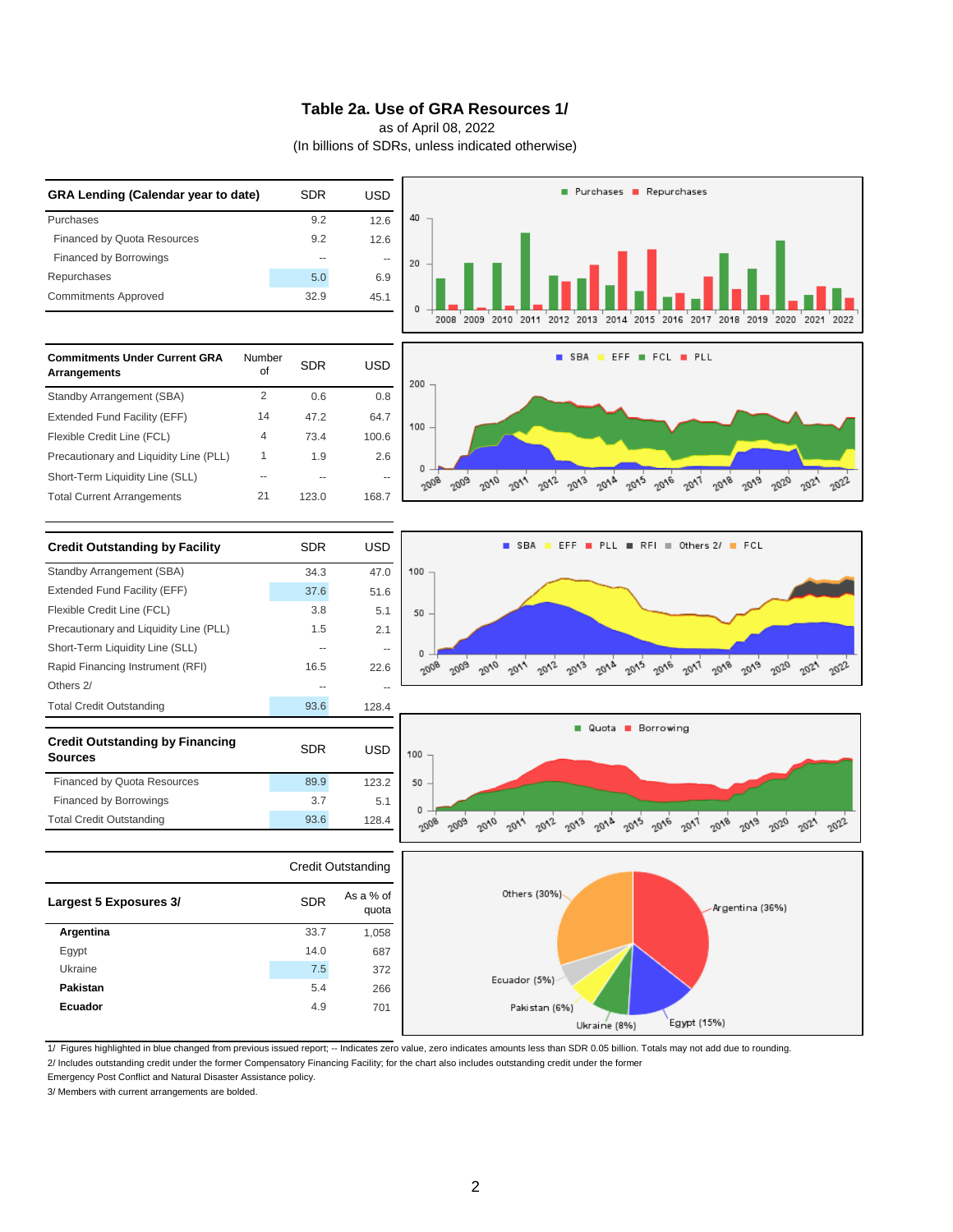# Table 2a. Use of GRA Resources 1/

as of April 08, 2022

(In billions of SDRs, unless indicated otherwise)

| GRA Lending (Calendar year to date) | SDR | USD |
|---|---|---|
| Purchases | 9.2 | 12.6 |
| Financed by Quota Resources | 9.2 | 12.6 |
| Financed by Borrowings | -- | -- |
| Repurchases | 5.0 | 6.9 |
| Commitments Approved | 32.9 | 45.1 |

| Commitments Under Current GRA Arrangements | Number of | SDR | USD |
|---|---|---|---|
| Standby Arrangement (SBA) | 2 | 0.6 | 0.8 |
| Extended Fund Facility (EFF) | 14 | 47.2 | 64.7 |
| Flexible Credit Line (FCL) | 4 | 73.4 | 100.6 |
| Precautionary and Liquidity Line (PLL) | 1 | 1.9 | 2.6 |
| Short-Term Liquidity Line (SLL) | -- | -- | -- |
| Total Current Arrangements | 21 | 123.0 | 168.7 |

| Credit Outstanding by Facility | SDR | USD |
|---|---|---|
| Standby Arrangement (SBA) | 34.3 | 47.0 |
| Extended Fund Facility (EFF) | 37.6 | 51.6 |
| Flexible Credit Line (FCL) | 3.8 | 5.1 |
| Precautionary and Liquidity Line (PLL) | 1.5 | 2.1 |
| Short-Term Liquidity Line (SLL) | -- | -- |
| Rapid Financing Instrument (RFI) | 16.5 | 22.6 |
| Others 2/ | -- | -- |
| Total Credit Outstanding | 93.6 | 128.4 |

| Credit Outstanding by Financing Sources | SDR | USD |
|---|---|---|
| Financed by Quota Resources | 89.9 | 123.2 |
| Financed by Borrowings | 3.7 | 5.1 |
| Total Credit Outstanding | 93.6 | 128.4 |

| | Credit Outstanding | |
|---|---|---|
| **Largest 5 Exposures 3/** | **SDR** | **As a % of quota** |
| **Argentina** | 33.7 | 1,058 |
| Egypt | 14.0 | 687 |
| Ukraine | 7.5 | 372 |
| **Pakistan** | 5.4 | 266 |
| **Ecuador** | 4.9 | 701 |

1/ Figures highlighted in blue changed from previous issued report; -- Indicates zero value, zero indicates amounts less than SDR 0.05 billion. Totals may not add due to rounding.

2/ Includes outstanding credit under the former Compensatory Financing Facility; for the chart also includes outstanding credit under the former Emergency Post Conflict and Natural Disaster Assistance policy.

3/ Members with current arrangements are bolded.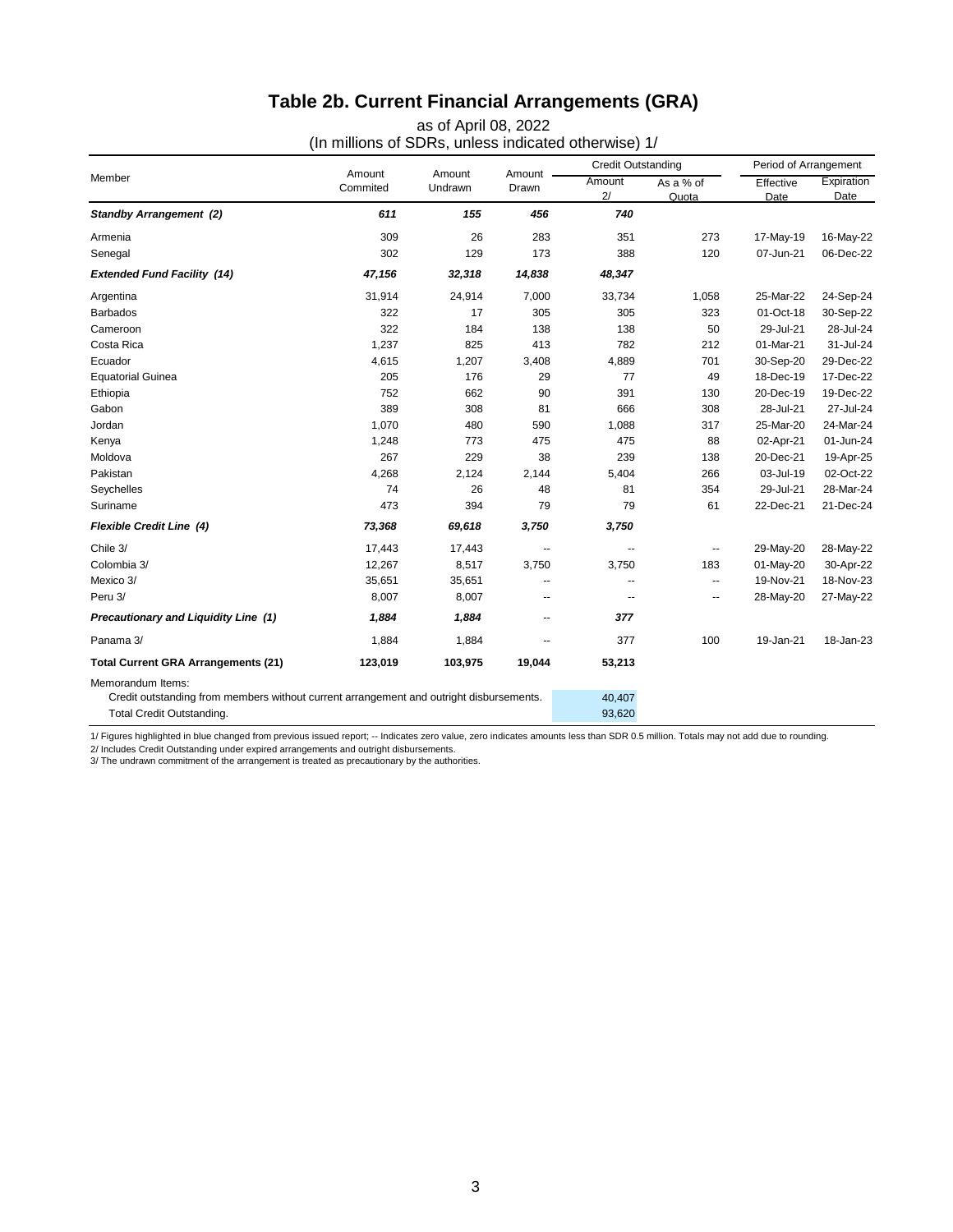# Table 2b. Current Financial Arrangements (GRA)

as of April 08, 2022
(In millions of SDRs, unless indicated otherwise) 1/

| Member | Amount Commited | Amount Undrawn | Amount Drawn | Credit Outstanding | | Period of Arrangement | |
|---|---|---|---|---|---|---|---|
| | | | | Amount 2/ | As a % of Quota | Effective Date | Expiration Date |
| ***Standby Arrangement (2)*** | ***611*** | ***155*** | ***456*** | ***740*** | | | |
| Armenia | 309 | 26 | 283 | 351 | 273 | 17-May-19 | 16-May-22 |
| Senegal | 302 | 129 | 173 | 388 | 120 | 07-Jun-21 | 06-Dec-22 |
| ***Extended Fund Facility (14)*** | ***47,156*** | ***32,318*** | ***14,838*** | ***48,347*** | | | |
| Argentina | 31,914 | 24,914 | 7,000 | 33,734 | 1,058 | 25-Mar-22 | 24-Sep-24 |
| Barbados | 322 | 17 | 305 | 305 | 323 | 01-Oct-18 | 30-Sep-22 |
| Cameroon | 322 | 184 | 138 | 138 | 50 | 29-Jul-21 | 28-Jul-24 |
| Costa Rica | 1,237 | 825 | 413 | 782 | 212 | 01-Mar-21 | 31-Jul-24 |
| Ecuador | 4,615 | 1,207 | 3,408 | 4,889 | 701 | 30-Sep-20 | 29-Dec-22 |
| Equatorial Guinea | 205 | 176 | 29 | 77 | 49 | 18-Dec-19 | 17-Dec-22 |
| Ethiopia | 752 | 662 | 90 | 391 | 130 | 20-Dec-19 | 19-Dec-22 |
| Gabon | 389 | 308 | 81 | 666 | 308 | 28-Jul-21 | 27-Jul-24 |
| Jordan | 1,070 | 480 | 590 | 1,088 | 317 | 25-Mar-20 | 24-Mar-24 |
| Kenya | 1,248 | 773 | 475 | 475 | 88 | 02-Apr-21 | 01-Jun-24 |
| Moldova | 267 | 229 | 38 | 239 | 138 | 20-Dec-21 | 19-Apr-25 |
| Pakistan | 4,268 | 2,124 | 2,144 | 5,404 | 266 | 03-Jul-19 | 02-Oct-22 |
| Seychelles | 74 | 26 | 48 | 81 | 354 | 29-Jul-21 | 28-Mar-24 |
| Suriname | 473 | 394 | 79 | 79 | 61 | 22-Dec-21 | 21-Dec-24 |
| ***Flexible Credit Line (4)*** | ***73,368*** | ***69,618*** | ***3,750*** | ***3,750*** | | | |
| Chile 3/ | 17,443 | 17,443 | -- | -- | -- | 29-May-20 | 28-May-22 |
| Colombia 3/ | 12,267 | 8,517 | 3,750 | 3,750 | 183 | 01-May-20 | 30-Apr-22 |
| Mexico 3/ | 35,651 | 35,651 | -- | -- | -- | 19-Nov-21 | 18-Nov-23 |
| Peru 3/ | 8,007 | 8,007 | -- | -- | -- | 28-May-20 | 27-May-22 |
| ***Precautionary and Liquidity Line (1)*** | ***1,884*** | ***1,884*** | -- | ***377*** | | | |
| Panama 3/ | 1,884 | 1,884 | -- | 377 | 100 | 19-Jan-21 | 18-Jan-23 |
| **Total Current GRA Arrangements (21)** | **123,019** | **103,975** | **19,044** | **53,213** | | | |
| Memorandum Items: | | | | | | | |
| Credit outstanding from members without current arrangement and outright disbursements. | | | | 40,407 | | | |
| Total Credit Outstanding. | | | | 93,620 | | | |

1/ Figures highlighted in blue changed from previous issued report; -- Indicates zero value, zero indicates amounts less than SDR 0.5 million. Totals may not add due to rounding.
2/ Includes Credit Outstanding under expired arrangements and outright disbursements.
3/ The undrawn commitment of the arrangement is treated as precautionary by the authorities.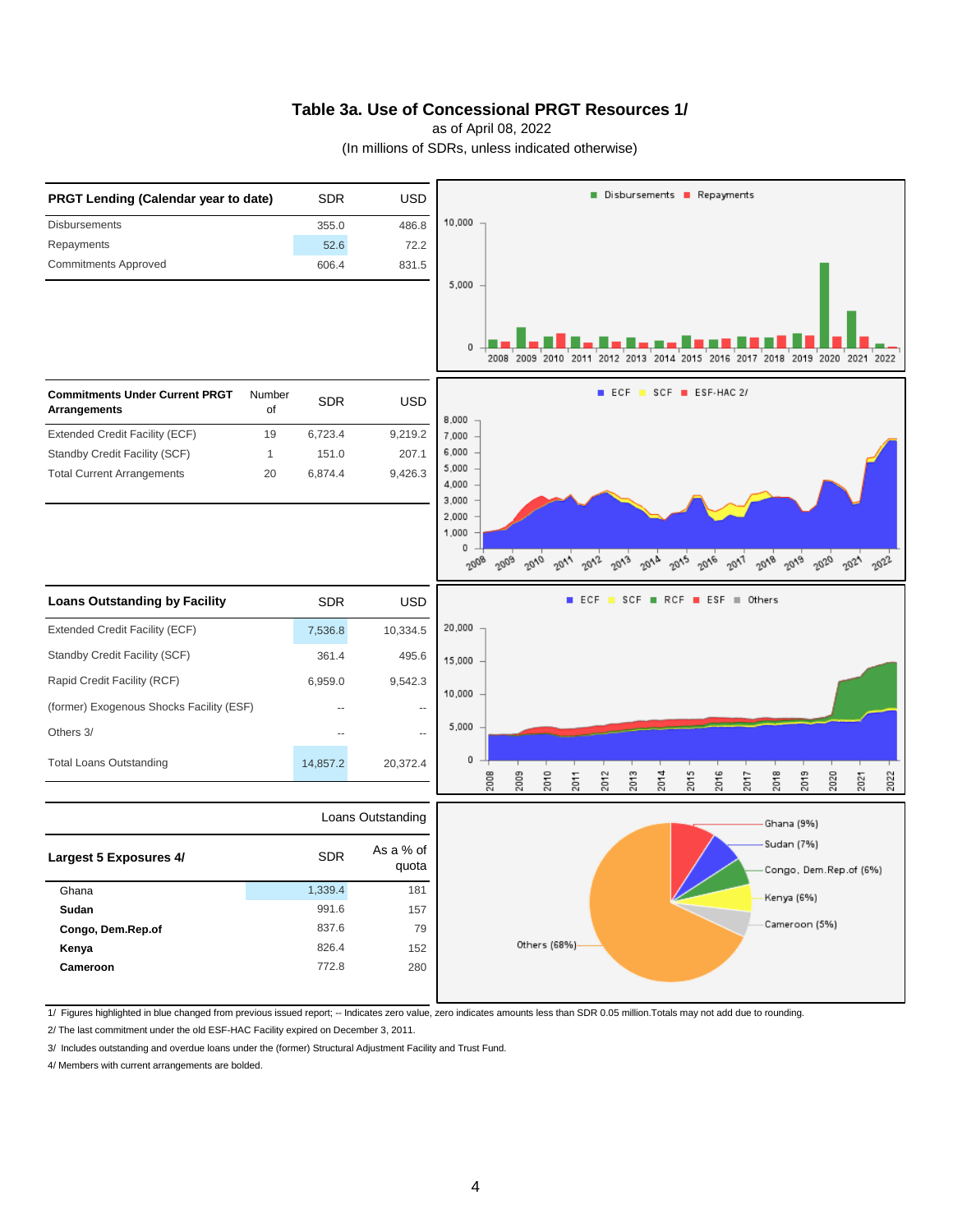# Table 3a. Use of Concessional PRGT Resources 1/

as of April 08, 2022

(In millions of SDRs, unless indicated otherwise)

| PRGT Lending (Calendar year to date) | SDR | USD |
|---|---|---|
| Disbursements | 355.0 | 486.8 |
| Repayments | 52.6 | 72.2 |
| Commitments Approved | 606.4 | 831.5 |

| Commitments Under Current PRGT Arrangements | Number of | SDR | USD |
|---|---|---|---|
| Extended Credit Facility (ECF) | 19 | 6,723.4 | 9,219.2 |
| Standby Credit Facility (SCF) | 1 | 151.0 | 207.1 |
| Total Current Arrangements | 20 | 6,874.4 | 9,426.3 |

| Loans Outstanding by Facility | SDR | USD |
|---|---|---|
| Extended Credit Facility (ECF) | 7,536.8 | 10,334.5 |
| Standby Credit Facility (SCF) | 361.4 | 495.6 |
| Rapid Credit Facility (RCF) | 6,959.0 | 9,542.3 |
| (former) Exogenous Shocks Facility (ESF) | -- | -- |
| Others 3/ | -- | -- |
| Total Loans Outstanding | 14,857.2 | 20,372.4 |

| | Loans Outstanding | |
|---|---|---|
| **Largest 5 Exposures 4/** | **SDR** | **As a % of quota** |
| Ghana | 1,339.4 | 181 |
| **Sudan** | 991.6 | 157 |
| **Congo, Dem.Rep.of** | 837.6 | 79 |
| **Kenya** | 826.4 | 152 |
| **Cameroon** | 772.8 | 280 |

1/ Figures highlighted in blue changed from previous issued report; -- Indicates zero value, zero indicates amounts less than SDR 0.05 million.Totals may not add due to rounding.

2/ The last commitment under the old ESF-HAC Facility expired on December 3, 2011.

3/ Includes outstanding and overdue loans under the (former) Structural Adjustment Facility and Trust Fund.

4/ Members with current arrangements are bolded.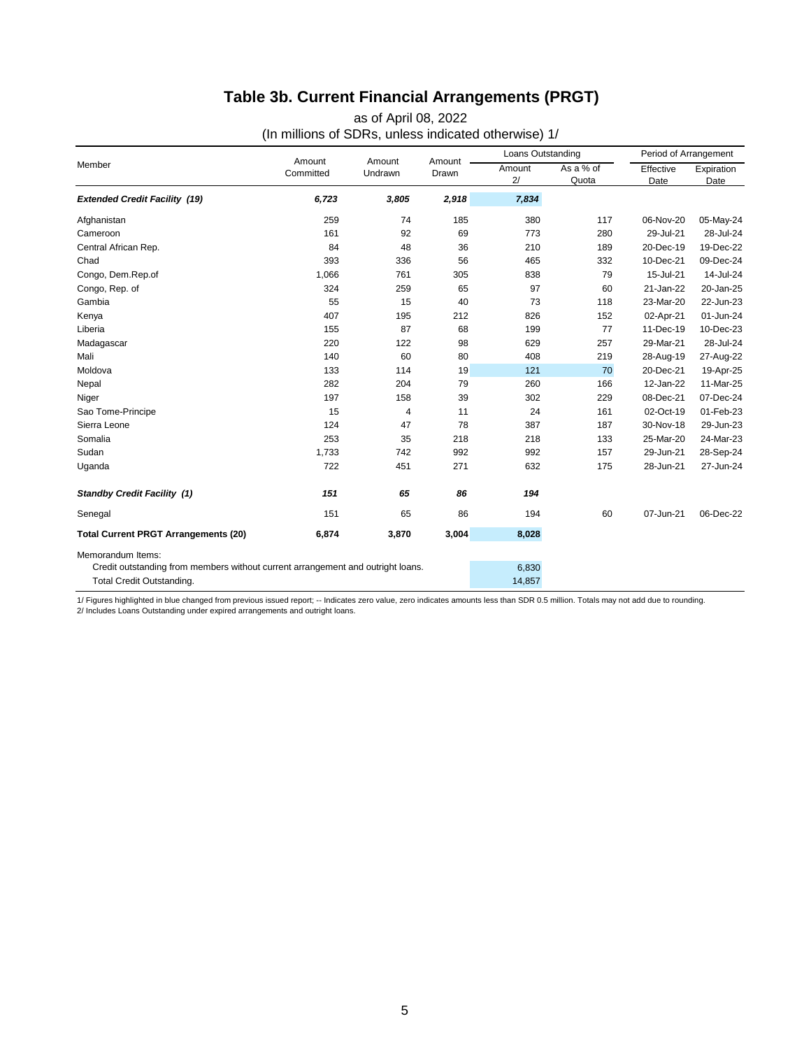# Table 3b. Current Financial Arrangements (PRGT)

as of April 08, 2022

(In millions of SDRs, unless indicated otherwise) 1/

| Member | Amount Committed | Amount Undrawn | Amount Drawn | Loans Outstanding | | Period of Arrangement | |
|---|---|---|---|---|---|---|---|
| | | | | Amount 2/ | As a % of Quota | Effective Date | Expiration Date |
| ***Extended Credit Facility (19)*** | ***6,723*** | ***3,805*** | ***2,918*** | ***7,834*** | | | |
| Afghanistan | 259 | 74 | 185 | 380 | 117 | 06-Nov-20 | 05-May-24 |
| Cameroon | 161 | 92 | 69 | 773 | 280 | 29-Jul-21 | 28-Jul-24 |
| Central African Rep. | 84 | 48 | 36 | 210 | 189 | 20-Dec-19 | 19-Dec-22 |
| Chad | 393 | 336 | 56 | 465 | 332 | 10-Dec-21 | 09-Dec-24 |
| Congo, Dem.Rep.of | 1,066 | 761 | 305 | 838 | 79 | 15-Jul-21 | 14-Jul-24 |
| Congo, Rep. of | 324 | 259 | 65 | 97 | 60 | 21-Jan-22 | 20-Jan-25 |
| Gambia | 55 | 15 | 40 | 73 | 118 | 23-Mar-20 | 22-Jun-23 |
| Kenya | 407 | 195 | 212 | 826 | 152 | 02-Apr-21 | 01-Jun-24 |
| Liberia | 155 | 87 | 68 | 199 | 77 | 11-Dec-19 | 10-Dec-23 |
| Madagascar | 220 | 122 | 98 | 629 | 257 | 29-Mar-21 | 28-Jul-24 |
| Mali | 140 | 60 | 80 | 408 | 219 | 28-Aug-19 | 27-Aug-22 |
| Moldova | 133 | 114 | 19 | 121 | 70 | 20-Dec-21 | 19-Apr-25 |
| Nepal | 282 | 204 | 79 | 260 | 166 | 12-Jan-22 | 11-Mar-25 |
| Niger | 197 | 158 | 39 | 302 | 229 | 08-Dec-21 | 07-Dec-24 |
| Sao Tome-Principe | 15 | 4 | 11 | 24 | 161 | 02-Oct-19 | 01-Feb-23 |
| Sierra Leone | 124 | 47 | 78 | 387 | 187 | 30-Nov-18 | 29-Jun-23 |
| Somalia | 253 | 35 | 218 | 218 | 133 | 25-Mar-20 | 24-Mar-23 |
| Sudan | 1,733 | 742 | 992 | 992 | 157 | 29-Jun-21 | 28-Sep-24 |
| Uganda | 722 | 451 | 271 | 632 | 175 | 28-Jun-21 | 27-Jun-24 |
| ***Standby Credit Facility (1)*** | ***151*** | ***65*** | ***86*** | ***194*** | | | |
| Senegal | 151 | 65 | 86 | 194 | 60 | 07-Jun-21 | 06-Dec-22 |
| **Total Current PRGT Arrangements (20)** | **6,874** | **3,870** | **3,004** | **8,028** | | | |
| Memorandum Items: | | | | | | | |
| Credit outstanding from members without current arrangement and outright loans. | | | | 6,830 | | | |
| Total Credit Outstanding. | | | | 14,857 | | | |

1/ Figures highlighted in blue changed from previous issued report; -- Indicates zero value, zero indicates amounts less than SDR 0.5 million. Totals may not add due to rounding.

2/ Includes Loans Outstanding under expired arrangements and outright loans.